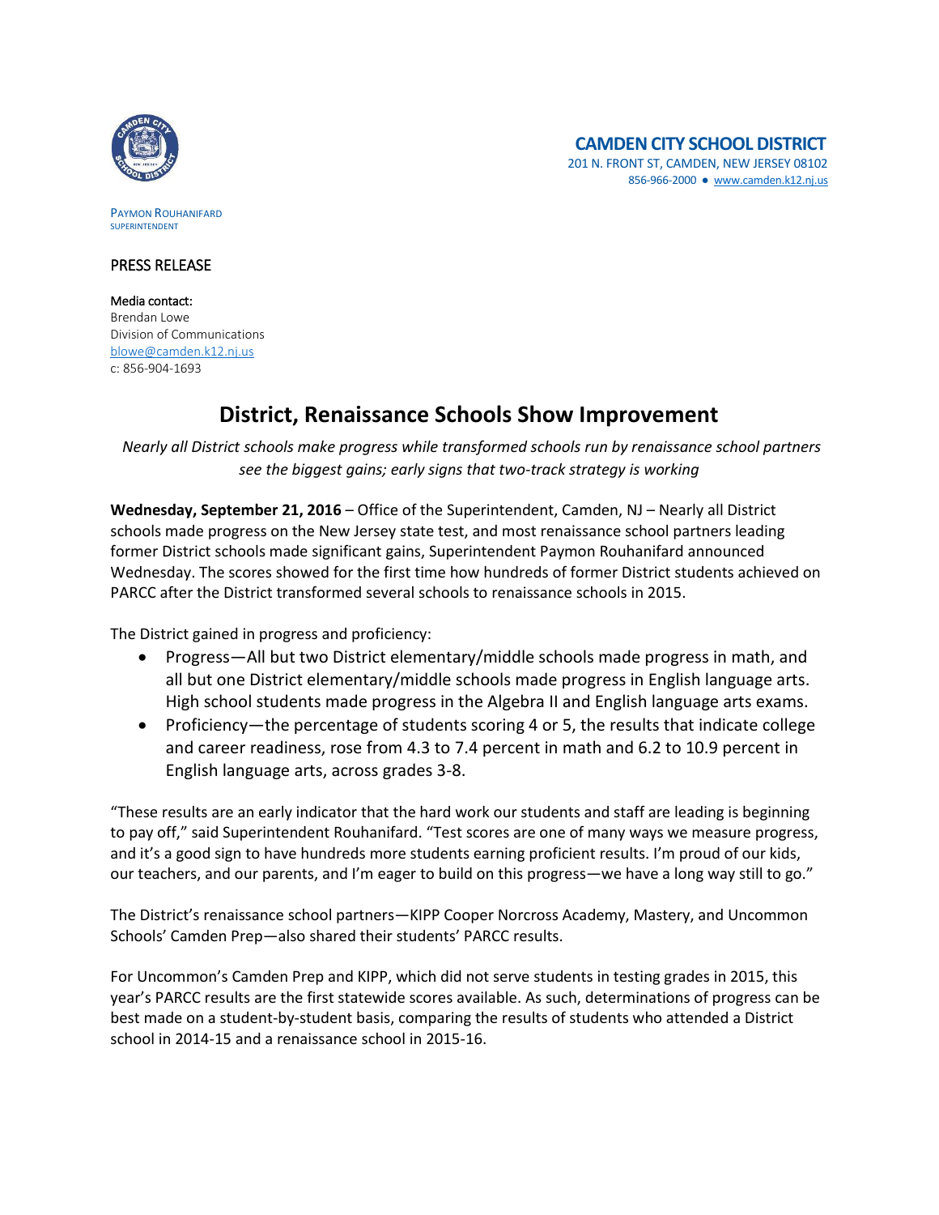**CAMDEN CITY SCHOOL DISTRICT**
201 N. FRONT ST, CAMDEN, NEW JERSEY 08102
856-966-2000 ● www.camden.k12.nj.us

PAYMON ROUHANIFARD
SUPERINTENDENT

PRESS RELEASE

Media contact:
Brendan Lowe
Division of Communications
blowe@camden.k12.nj.us
c: 856-904-1693

# District, Renaissance Schools Show Improvement

*Nearly all District schools make progress while transformed schools run by renaissance school partners see the biggest gains; early signs that two-track strategy is working*

**Wednesday, September 21, 2016** – Office of the Superintendent, Camden, NJ – Nearly all District schools made progress on the New Jersey state test, and most renaissance school partners leading former District schools made significant gains, Superintendent Paymon Rouhanifard announced Wednesday. The scores showed for the first time how hundreds of former District students achieved on PARCC after the District transformed several schools to renaissance schools in 2015.

The District gained in progress and proficiency:

- Progress—All but two District elementary/middle schools made progress in math, and all but one District elementary/middle schools made progress in English language arts. High school students made progress in the Algebra II and English language arts exams.
- Proficiency—the percentage of students scoring 4 or 5, the results that indicate college and career readiness, rose from 4.3 to 7.4 percent in math and 6.2 to 10.9 percent in English language arts, across grades 3-8.

"These results are an early indicator that the hard work our students and staff are leading is beginning to pay off," said Superintendent Rouhanifard. "Test scores are one of many ways we measure progress, and it's a good sign to have hundreds more students earning proficient results. I'm proud of our kids, our teachers, and our parents, and I'm eager to build on this progress—we have a long way still to go."

The District's renaissance school partners—KIPP Cooper Norcross Academy, Mastery, and Uncommon Schools' Camden Prep—also shared their students' PARCC results.

For Uncommon's Camden Prep and KIPP, which did not serve students in testing grades in 2015, this year's PARCC results are the first statewide scores available. As such, determinations of progress can be best made on a student-by-student basis, comparing the results of students who attended a District school in 2014-15 and a renaissance school in 2015-16.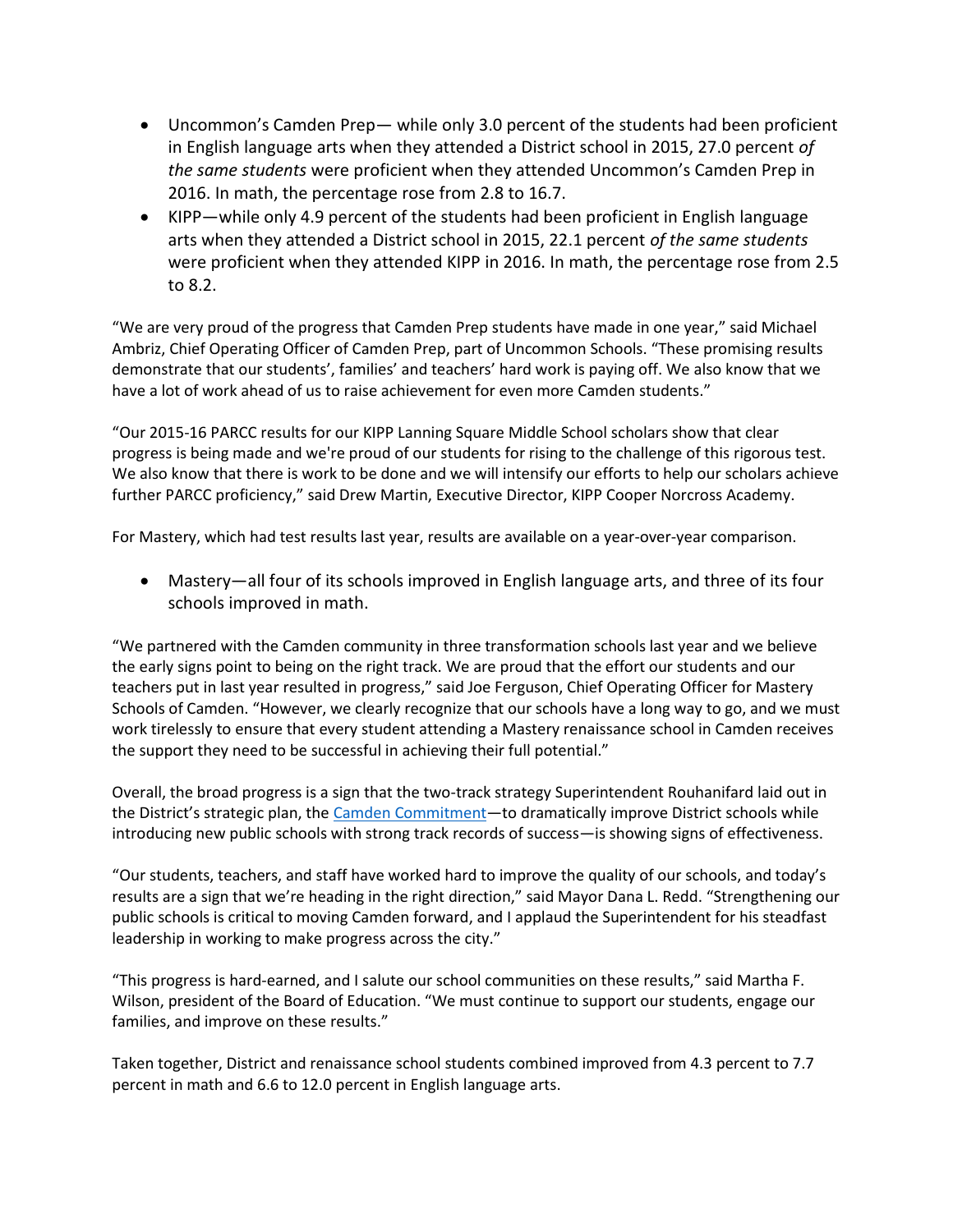- Uncommon's Camden Prep— while only 3.0 percent of the students had been proficient in English language arts when they attended a District school in 2015, 27.0 percent *of the same students* were proficient when they attended Uncommon's Camden Prep in 2016. In math, the percentage rose from 2.8 to 16.7.
- KIPP—while only 4.9 percent of the students had been proficient in English language arts when they attended a District school in 2015, 22.1 percent *of the same students* were proficient when they attended KIPP in 2016. In math, the percentage rose from 2.5 to 8.2.

"We are very proud of the progress that Camden Prep students have made in one year," said Michael Ambriz, Chief Operating Officer of Camden Prep, part of Uncommon Schools. "These promising results demonstrate that our students', families' and teachers' hard work is paying off. We also know that we have a lot of work ahead of us to raise achievement for even more Camden students."

"Our 2015-16 PARCC results for our KIPP Lanning Square Middle School scholars show that clear progress is being made and we're proud of our students for rising to the challenge of this rigorous test. We also know that there is work to be done and we will intensify our efforts to help our scholars achieve further PARCC proficiency," said Drew Martin, Executive Director, KIPP Cooper Norcross Academy.

For Mastery, which had test results last year, results are available on a year-over-year comparison.

- Mastery—all four of its schools improved in English language arts, and three of its four schools improved in math.

"We partnered with the Camden community in three transformation schools last year and we believe the early signs point to being on the right track. We are proud that the effort our students and our teachers put in last year resulted in progress," said Joe Ferguson, Chief Operating Officer for Mastery Schools of Camden. "However, we clearly recognize that our schools have a long way to go, and we must work tirelessly to ensure that every student attending a Mastery renaissance school in Camden receives the support they need to be successful in achieving their full potential."

Overall, the broad progress is a sign that the two-track strategy Superintendent Rouhanifard laid out in the District's strategic plan, the [Camden Commitment]—to dramatically improve District schools while introducing new public schools with strong track records of success—is showing signs of effectiveness.

"Our students, teachers, and staff have worked hard to improve the quality of our schools, and today's results are a sign that we're heading in the right direction," said Mayor Dana L. Redd. "Strengthening our public schools is critical to moving Camden forward, and I applaud the Superintendent for his steadfast leadership in working to make progress across the city."

"This progress is hard-earned, and I salute our school communities on these results," said Martha F. Wilson, president of the Board of Education. "We must continue to support our students, engage our families, and improve on these results."

Taken together, District and renaissance school students combined improved from 4.3 percent to 7.7 percent in math and 6.6 to 12.0 percent in English language arts.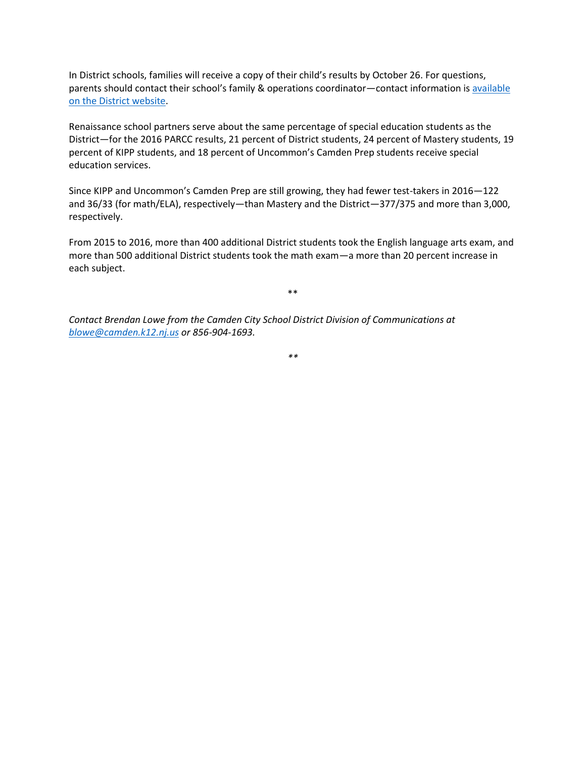In District schools, families will receive a copy of their child's results by October 26. For questions, parents should contact their school's family & operations coordinator—contact information is available on the District website.

Renaissance school partners serve about the same percentage of special education students as the District—for the 2016 PARCC results, 21 percent of District students, 24 percent of Mastery students, 19 percent of KIPP students, and 18 percent of Uncommon's Camden Prep students receive special education services.

Since KIPP and Uncommon's Camden Prep are still growing, they had fewer test-takers in 2016—122 and 36/33 (for math/ELA), respectively—than Mastery and the District—377/375 and more than 3,000, respectively.

From 2015 to 2016, more than 400 additional District students took the English language arts exam, and more than 500 additional District students took the math exam—a more than 20 percent increase in each subject.

**

*Contact Brendan Lowe from the Camden City School District Division of Communications at blowe@camden.k12.nj.us or 856-904-1693.*

**